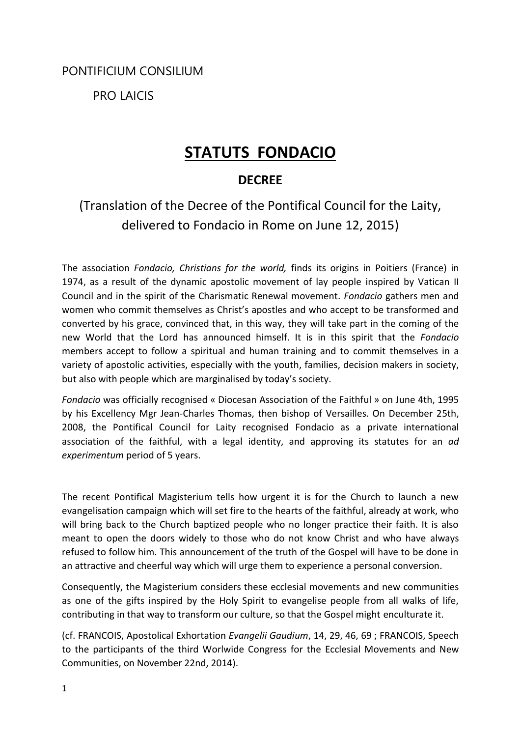PONTIFICIUM CONSILIUM

PRO LAICIS

# STATUTS FONDACIO

## DECREE

(Translation of the Decree of the Pontifical Council for the Laity, delivered to Fondacio in Rome on June 12, 2015)

The association *Fondacio, Christians for the world,* finds its origins in Poitiers (France) in 1974, as a result of the dynamic apostolic movement of lay people inspired by Vatican II Council and in the spirit of the Charismatic Renewal movement. *Fondacio* gathers men and women who commit themselves as Christ's apostles and who accept to be transformed and converted by his grace, convinced that, in this way, they will take part in the coming of the new World that the Lord has announced himself. It is in this spirit that the *Fondacio* members accept to follow a spiritual and human training and to commit themselves in a variety of apostolic activities, especially with the youth, families, decision makers in society, but also with people which are marginalised by today's society.

*Fondacio* was officially recognised « Diocesan Association of the Faithful » on June 4th, 1995 by his Excellency Mgr Jean-Charles Thomas, then bishop of Versailles. On December 25th, 2008, the Pontifical Council for Laity recognised Fondacio as a private international association of the faithful, with a legal identity, and approving its statutes for an *ad experimentum* period of 5 years.

The recent Pontifical Magisterium tells how urgent it is for the Church to launch a new evangelisation campaign which will set fire to the hearts of the faithful, already at work, who will bring back to the Church baptized people who no longer practice their faith. It is also meant to open the doors widely to those who do not know Christ and who have always refused to follow him. This announcement of the truth of the Gospel will have to be done in an attractive and cheerful way which will urge them to experience a personal conversion.

Consequently, the Magisterium considers these ecclesial movements and new communities as one of the gifts inspired by the Holy Spirit to evangelise people from all walks of life, contributing in that way to transform our culture, so that the Gospel might enculturate it.

(cf. FRANCOIS, Apostolical Exhortation *Evangelii Gaudium*, 14, 29, 46, 69 ; FRANCOIS, Speech to the participants of the third Worlwide Congress for the Ecclesial Movements and New Communities, on November 22nd, 2014).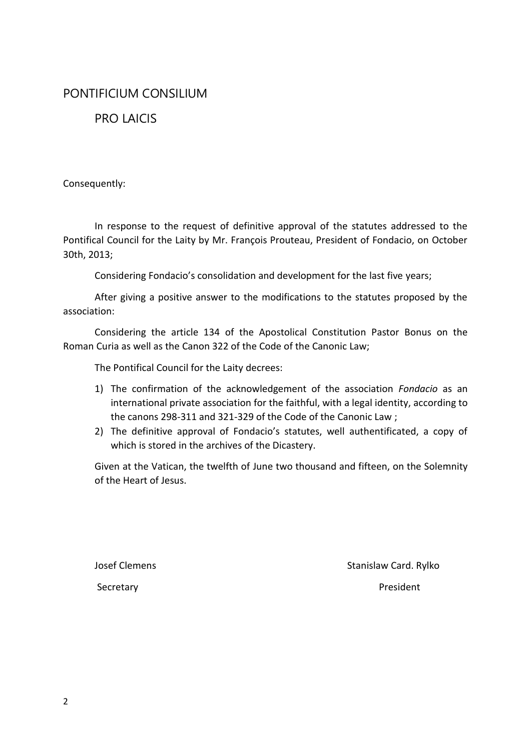PONTIFICIUM CONSILIUM

PRO LAICIS

Consequently:

In response to the request of definitive approval of the statutes addressed to the Pontifical Council for the Laity by Mr. François Prouteau, President of Fondacio, on October 30th, 2013;

Considering Fondacio's consolidation and development for the last five years;

After giving a positive answer to the modifications to the statutes proposed by the association:

Considering the article 134 of the Apostolical Constitution Pastor Bonus on the Roman Curia as well as the Canon 322 of the Code of the Canonic Law;

The Pontifical Council for the Laity decrees:

1) The confirmation of the acknowledgement of the association *Fondacio* as an international private association for the faithful, with a legal identity, according to the canons 298-311 and 321-329 of the Code of the Canonic Law ;
2) The definitive approval of Fondacio's statutes, well authentificated, a copy of which is stored in the archives of the Dicastery.

Given at the Vatican, the twelfth of June two thousand and fifteen, on the Solemnity of the Heart of Jesus.

Josef Clemens
Secretary

Stanislaw Card. Rylko
President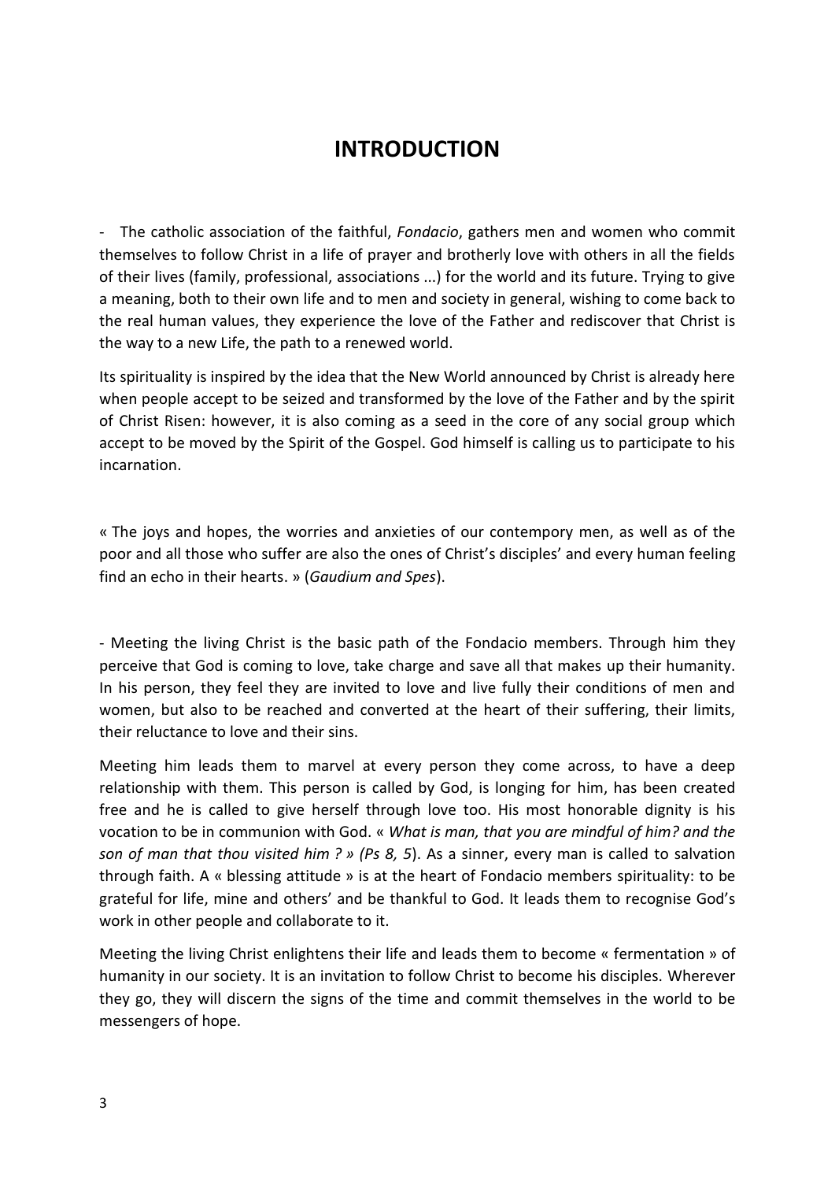# INTRODUCTION

- The catholic association of the faithful, *Fondacio*, gathers men and women who commit themselves to follow Christ in a life of prayer and brotherly love with others in all the fields of their lives (family, professional, associations ...) for the world and its future. Trying to give a meaning, both to their own life and to men and society in general, wishing to come back to the real human values, they experience the love of the Father and rediscover that Christ is the way to a new Life, the path to a renewed world.

Its spirituality is inspired by the idea that the New World announced by Christ is already here when people accept to be seized and transformed by the love of the Father and by the spirit of Christ Risen: however, it is also coming as a seed in the core of any social group which accept to be moved by the Spirit of the Gospel. God himself is calling us to participate to his incarnation.

« The joys and hopes, the worries and anxieties of our contempory men, as well as of the poor and all those who suffer are also the ones of Christ's disciples' and every human feeling find an echo in their hearts. » (*Gaudium and Spes*).

- Meeting the living Christ is the basic path of the Fondacio members. Through him they perceive that God is coming to love, take charge and save all that makes up their humanity. In his person, they feel they are invited to love and live fully their conditions of men and women, but also to be reached and converted at the heart of their suffering, their limits, their reluctance to love and their sins.

Meeting him leads them to marvel at every person they come across, to have a deep relationship with them. This person is called by God, is longing for him, has been created free and he is called to give herself through love too. His most honorable dignity is his vocation to be in communion with God. « *What is man, that you are mindful of him? and the son of man that thou visited him ? » (Ps 8, 5*). As a sinner, every man is called to salvation through faith. A « blessing attitude » is at the heart of Fondacio members spirituality: to be grateful for life, mine and others' and be thankful to God. It leads them to recognise God's work in other people and collaborate to it.

Meeting the living Christ enlightens their life and leads them to become « fermentation » of humanity in our society. It is an invitation to follow Christ to become his disciples. Wherever they go, they will discern the signs of the time and commit themselves in the world to be messengers of hope.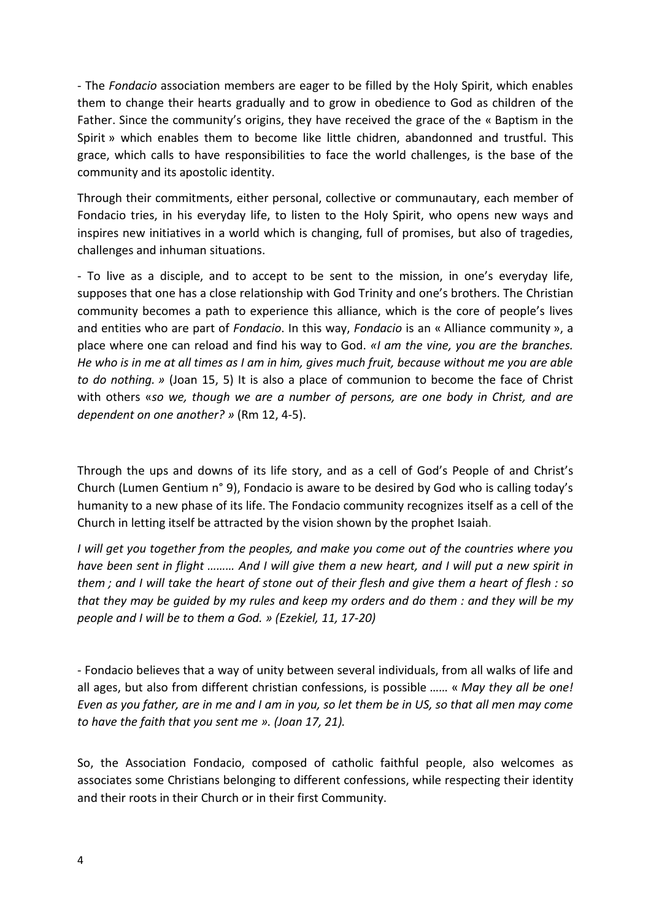- The *Fondacio* association members are eager to be filled by the Holy Spirit, which enables them to change their hearts gradually and to grow in obedience to God as children of the Father. Since the community's origins, they have received the grace of the « Baptism in the Spirit » which enables them to become like little chidren, abandonned and trustful. This grace, which calls to have responsibilities to face the world challenges, is the base of the community and its apostolic identity.

Through their commitments, either personal, collective or communautary, each member of Fondacio tries, in his everyday life, to listen to the Holy Spirit, who opens new ways and inspires new initiatives in a world which is changing, full of promises, but also of tragedies, challenges and inhuman situations.

- To live as a disciple, and to accept to be sent to the mission, in one's everyday life, supposes that one has a close relationship with God Trinity and one's brothers. The Christian community becomes a path to experience this alliance, which is the core of people's lives and entities who are part of *Fondacio*. In this way, *Fondacio* is an « Alliance community », a place where one can reload and find his way to God. *«I am the vine, you are the branches. He who is in me at all times as I am in him, gives much fruit, because without me you are able to do nothing. »* (Joan 15, 5) It is also a place of communion to become the face of Christ with others «*so we, though we are a number of persons, are one body in Christ, and are dependent on one another? »* (Rm 12, 4-5).

Through the ups and downs of its life story, and as a cell of God's People of and Christ's Church (Lumen Gentium n° 9), Fondacio is aware to be desired by God who is calling today's humanity to a new phase of its life. The Fondacio community recognizes itself as a cell of the Church in letting itself be attracted by the vision shown by the prophet Isaiah.

*I will get you together from the peoples, and make you come out of the countries where you have been sent in flight ……… And I will give them a new heart, and I will put a new spirit in them ; and I will take the heart of stone out of their flesh and give them a heart of flesh : so that they may be guided by my rules and keep my orders and do them : and they will be my people and I will be to them a God. » (Ezekiel, 11, 17-20)*

- Fondacio believes that a way of unity between several individuals, from all walks of life and all ages, but also from different christian confessions, is possible …… « *May they all be one! Even as you father, are in me and I am in you, so let them be in US, so that all men may come to have the faith that you sent me ». (Joan 17, 21).*

So, the Association Fondacio, composed of catholic faithful people, also welcomes as associates some Christians belonging to different confessions, while respecting their identity and their roots in their Church or in their first Community.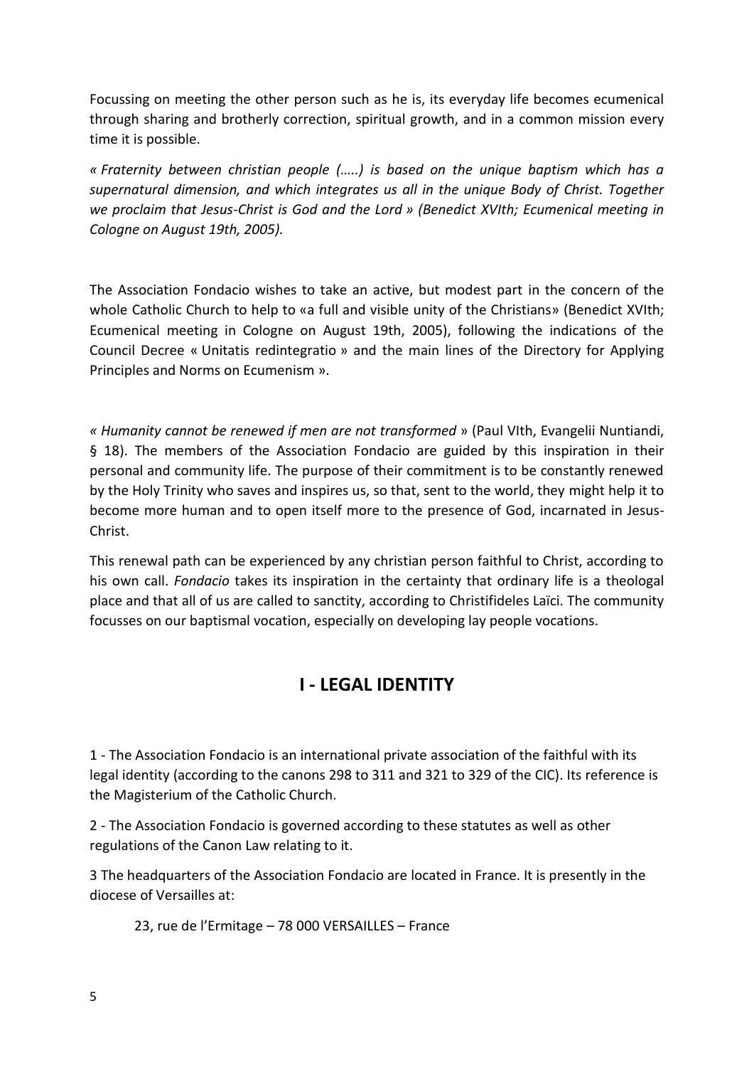Focussing on meeting the other person such as he is, its everyday life becomes ecumenical through sharing and brotherly correction, spiritual growth, and in a common mission every time it is possible.

*« Fraternity between christian people (…..) is based on the unique baptism which has a supernatural dimension, and which integrates us all in the unique Body of Christ. Together we proclaim that Jesus-Christ is God and the Lord » (Benedict XVIth; Ecumenical meeting in Cologne on August 19th, 2005).*

The Association Fondacio wishes to take an active, but modest part in the concern of the whole Catholic Church to help to «a full and visible unity of the Christians» (Benedict XVIth; Ecumenical meeting in Cologne on August 19th, 2005), following the indications of the Council Decree « Unitatis redintegratio » and the main lines of the Directory for Applying Principles and Norms on Ecumenism ».

*« Humanity cannot be renewed if men are not transformed* » (Paul VIth, Evangelii Nuntiandi, § 18). The members of the Association Fondacio are guided by this inspiration in their personal and community life. The purpose of their commitment is to be constantly renewed by the Holy Trinity who saves and inspires us, so that, sent to the world, they might help it to become more human and to open itself more to the presence of God, incarnated in Jesus-Christ.

This renewal path can be experienced by any christian person faithful to Christ, according to his own call. *Fondacio* takes its inspiration in the certainty that ordinary life is a theologal place and that all of us are called to sanctity, according to Christifideles Laïci. The community focusses on our baptismal vocation, especially on developing lay people vocations.

## I - LEGAL IDENTITY

1 - The Association Fondacio is an international private association of the faithful with its legal identity (according to the canons 298 to 311 and 321 to 329 of the CIC). Its reference is the Magisterium of the Catholic Church.

2 - The Association Fondacio is governed according to these statutes as well as other regulations of the Canon Law relating to it.

3 The headquarters of the Association Fondacio are located in France. It is presently in the diocese of Versailles at:

23, rue de l'Ermitage – 78 000 VERSAILLES – France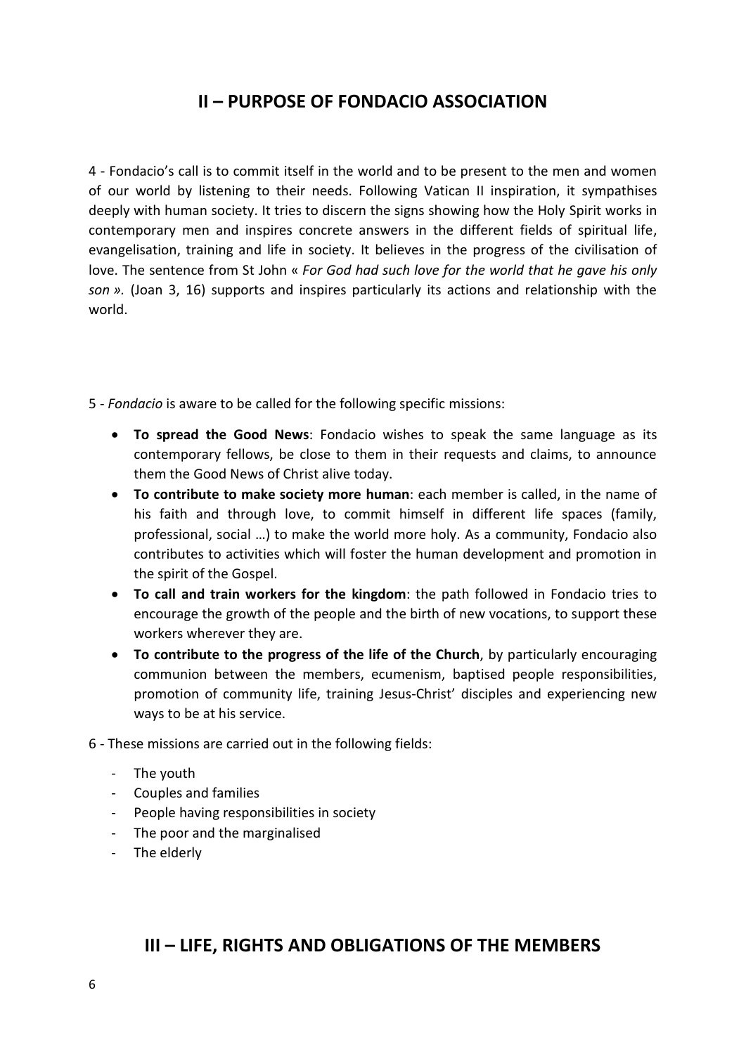## II – PURPOSE OF FONDACIO ASSOCIATION

4 - Fondacio's call is to commit itself in the world and to be present to the men and women of our world by listening to their needs. Following Vatican II inspiration, it sympathises deeply with human society. It tries to discern the signs showing how the Holy Spirit works in contemporary men and inspires concrete answers in the different fields of spiritual life, evangelisation, training and life in society. It believes in the progress of the civilisation of love. The sentence from St John « *For God had such love for the world that he gave his only son ».* (Joan 3, 16) supports and inspires particularly its actions and relationship with the world.

5 - *Fondacio* is aware to be called for the following specific missions:

- **To spread the Good News**: Fondacio wishes to speak the same language as its contemporary fellows, be close to them in their requests and claims, to announce them the Good News of Christ alive today.
- **To contribute to make society more human**: each member is called, in the name of his faith and through love, to commit himself in different life spaces (family, professional, social …) to make the world more holy. As a community, Fondacio also contributes to activities which will foster the human development and promotion in the spirit of the Gospel.
- **To call and train workers for the kingdom**: the path followed in Fondacio tries to encourage the growth of the people and the birth of new vocations, to support these workers wherever they are.
- **To contribute to the progress of the life of the Church**, by particularly encouraging communion between the members, ecumenism, baptised people responsibilities, promotion of community life, training Jesus-Christ' disciples and experiencing new ways to be at his service.

6 - These missions are carried out in the following fields:

- The youth
- Couples and families
- People having responsibilities in society
- The poor and the marginalised
- The elderly

## III – LIFE, RIGHTS AND OBLIGATIONS OF THE MEMBERS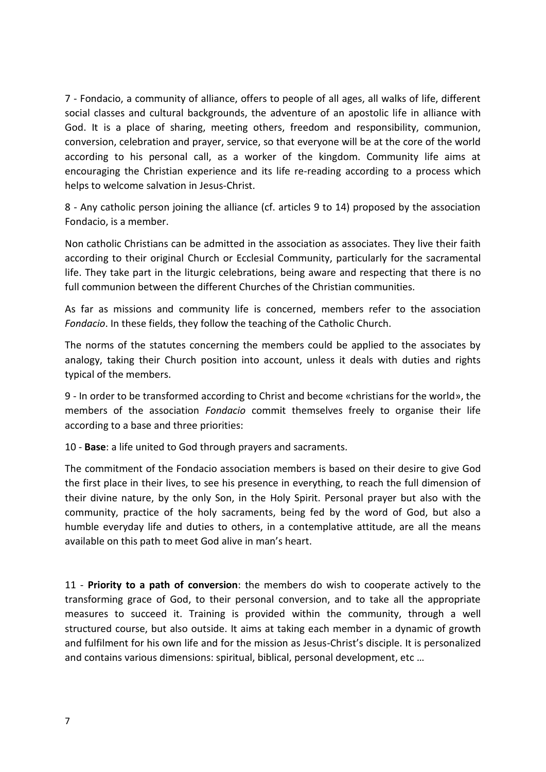7 - Fondacio, a community of alliance, offers to people of all ages, all walks of life, different social classes and cultural backgrounds, the adventure of an apostolic life in alliance with God. It is a place of sharing, meeting others, freedom and responsibility, communion, conversion, celebration and prayer, service, so that everyone will be at the core of the world according to his personal call, as a worker of the kingdom. Community life aims at encouraging the Christian experience and its life re-reading according to a process which helps to welcome salvation in Jesus-Christ.

8 - Any catholic person joining the alliance (cf. articles 9 to 14) proposed by the association Fondacio, is a member.

Non catholic Christians can be admitted in the association as associates. They live their faith according to their original Church or Ecclesial Community, particularly for the sacramental life. They take part in the liturgic celebrations, being aware and respecting that there is no full communion between the different Churches of the Christian communities.

As far as missions and community life is concerned, members refer to the association *Fondacio*. In these fields, they follow the teaching of the Catholic Church.

The norms of the statutes concerning the members could be applied to the associates by analogy, taking their Church position into account, unless it deals with duties and rights typical of the members.

9 - In order to be transformed according to Christ and become «christians for the world», the members of the association *Fondacio* commit themselves freely to organise their life according to a base and three priorities:

10 - **Base**: a life united to God through prayers and sacraments.

The commitment of the Fondacio association members is based on their desire to give God the first place in their lives, to see his presence in everything, to reach the full dimension of their divine nature, by the only Son, in the Holy Spirit. Personal prayer but also with the community, practice of the holy sacraments, being fed by the word of God, but also a humble everyday life and duties to others, in a contemplative attitude, are all the means available on this path to meet God alive in man's heart.

11 - **Priority to a path of conversion**: the members do wish to cooperate actively to the transforming grace of God, to their personal conversion, and to take all the appropriate measures to succeed it. Training is provided within the community, through a well structured course, but also outside. It aims at taking each member in a dynamic of growth and fulfilment for his own life and for the mission as Jesus-Christ's disciple. It is personalized and contains various dimensions: spiritual, biblical, personal development, etc …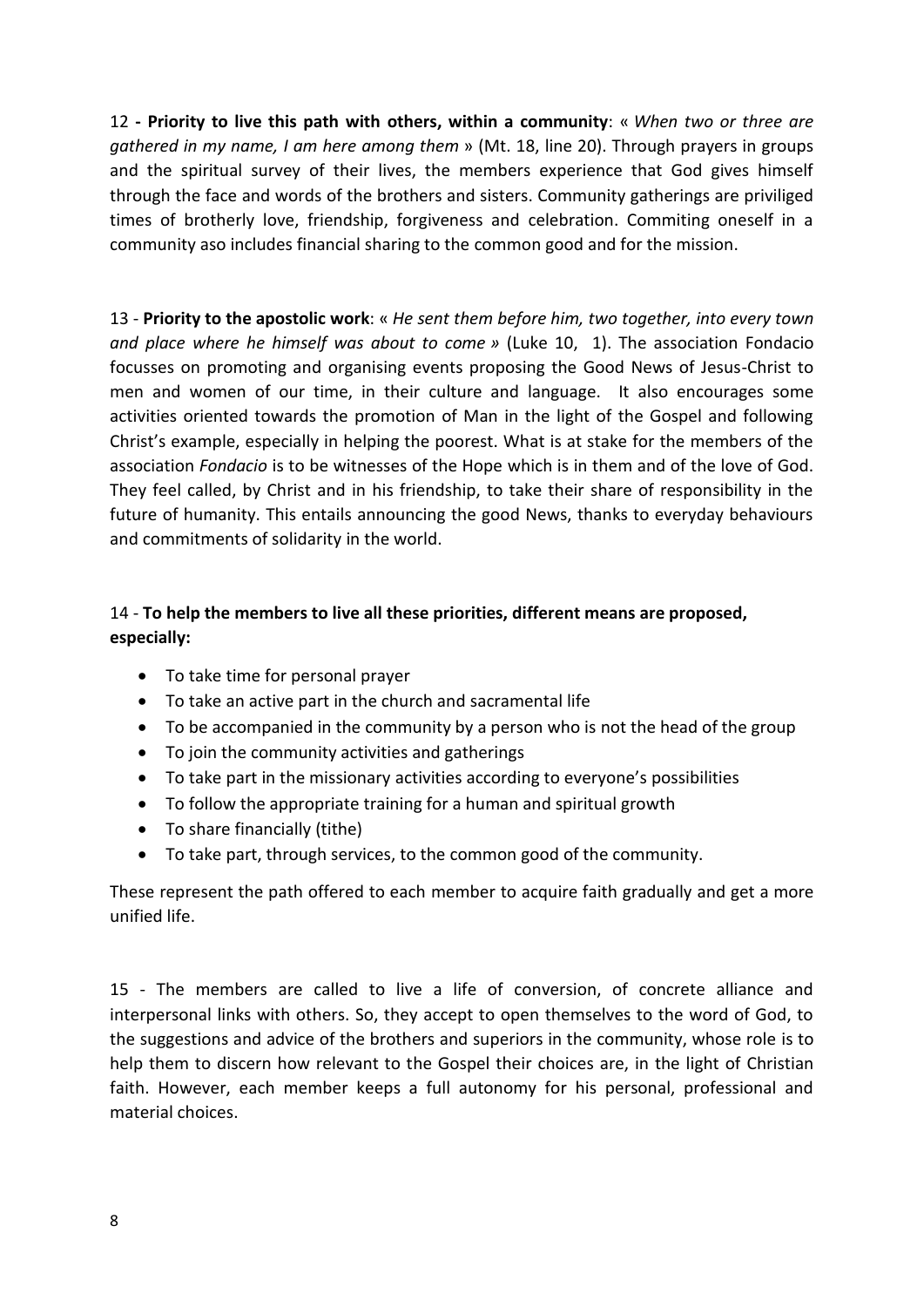12 **- Priority to live this path with others, within a community**: « *When two or three are gathered in my name, I am here among them* » (Mt. 18, line 20). Through prayers in groups and the spiritual survey of their lives, the members experience that God gives himself through the face and words of the brothers and sisters. Community gatherings are priviliged times of brotherly love, friendship, forgiveness and celebration. Commiting oneself in a community aso includes financial sharing to the common good and for the mission.

13 - **Priority to the apostolic work**: « *He sent them before him, two together, into every town and place where he himself was about to come »* (Luke 10, 1). The association Fondacio focusses on promoting and organising events proposing the Good News of Jesus-Christ to men and women of our time, in their culture and language. It also encourages some activities oriented towards the promotion of Man in the light of the Gospel and following Christ's example, especially in helping the poorest. What is at stake for the members of the association *Fondacio* is to be witnesses of the Hope which is in them and of the love of God. They feel called, by Christ and in his friendship, to take their share of responsibility in the future of humanity. This entails announcing the good News, thanks to everyday behaviours and commitments of solidarity in the world.

14 - **To help the members to live all these priorities, different means are proposed, especially:**

- To take time for personal prayer
- To take an active part in the church and sacramental life
- To be accompanied in the community by a person who is not the head of the group
- To join the community activities and gatherings
- To take part in the missionary activities according to everyone's possibilities
- To follow the appropriate training for a human and spiritual growth
- To share financially (tithe)
- To take part, through services, to the common good of the community.

These represent the path offered to each member to acquire faith gradually and get a more unified life.

15 - The members are called to live a life of conversion, of concrete alliance and interpersonal links with others. So, they accept to open themselves to the word of God, to the suggestions and advice of the brothers and superiors in the community, whose role is to help them to discern how relevant to the Gospel their choices are, in the light of Christian faith. However, each member keeps a full autonomy for his personal, professional and material choices.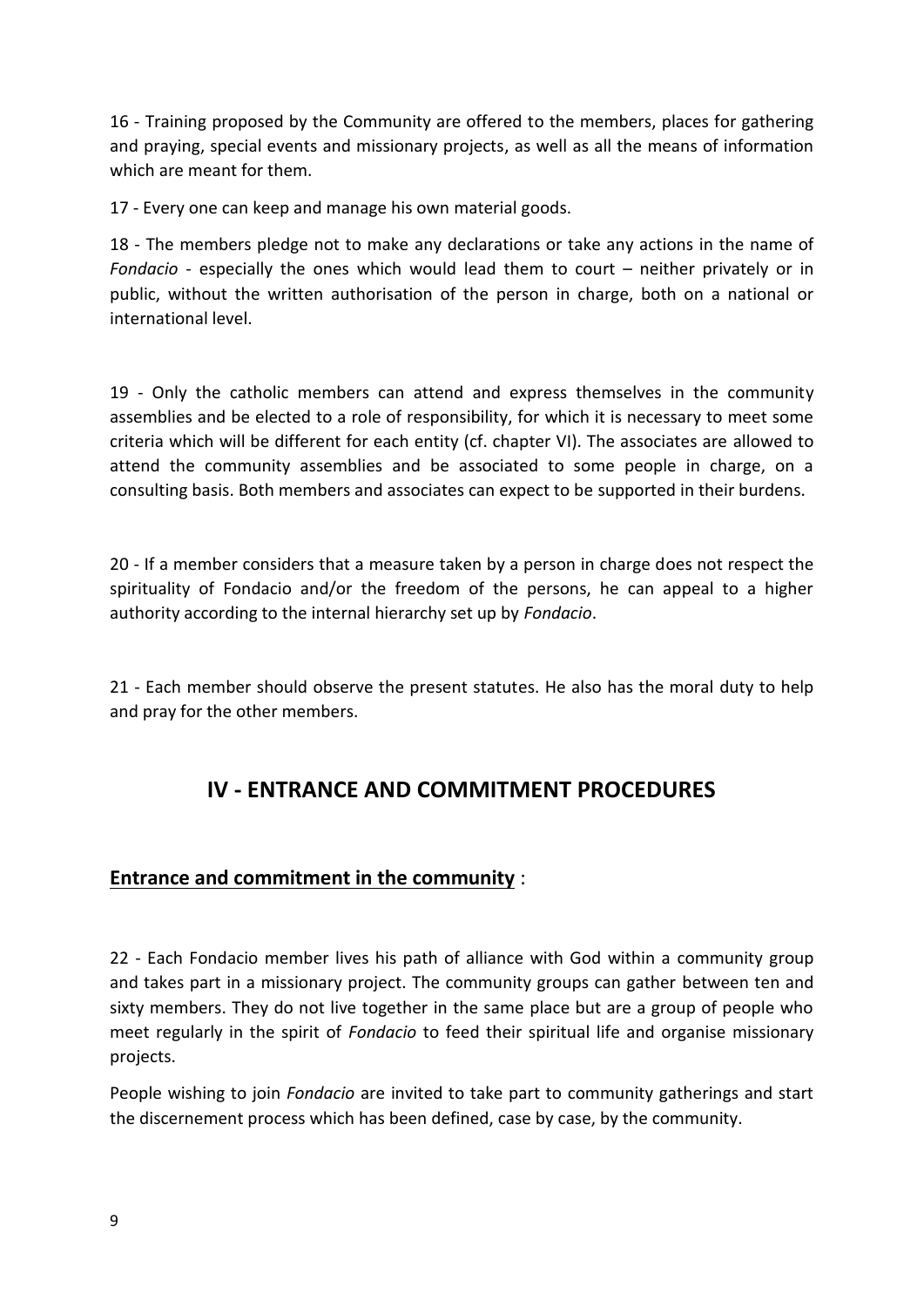16 - Training proposed by the Community are offered to the members, places for gathering and praying, special events and missionary projects, as well as all the means of information which are meant for them.

17 - Every one can keep and manage his own material goods.

18 - The members pledge not to make any declarations or take any actions in the name of *Fondacio* - especially the ones which would lead them to court – neither privately or in public, without the written authorisation of the person in charge, both on a national or international level.

19 - Only the catholic members can attend and express themselves in the community assemblies and be elected to a role of responsibility, for which it is necessary to meet some criteria which will be different for each entity (cf. chapter VI). The associates are allowed to attend the community assemblies and be associated to some people in charge, on a consulting basis. Both members and associates can expect to be supported in their burdens.

20 - If a member considers that a measure taken by a person in charge does not respect the spirituality of Fondacio and/or the freedom of the persons, he can appeal to a higher authority according to the internal hierarchy set up by *Fondacio*.

21 - Each member should observe the present statutes. He also has the moral duty to help and pray for the other members.

## IV - ENTRANCE AND COMMITMENT PROCEDURES

### **Entrance and commitment in the community** :

22 - Each Fondacio member lives his path of alliance with God within a community group and takes part in a missionary project. The community groups can gather between ten and sixty members. They do not live together in the same place but are a group of people who meet regularly in the spirit of *Fondacio* to feed their spiritual life and organise missionary projects.

People wishing to join *Fondacio* are invited to take part to community gatherings and start the discernement process which has been defined, case by case, by the community.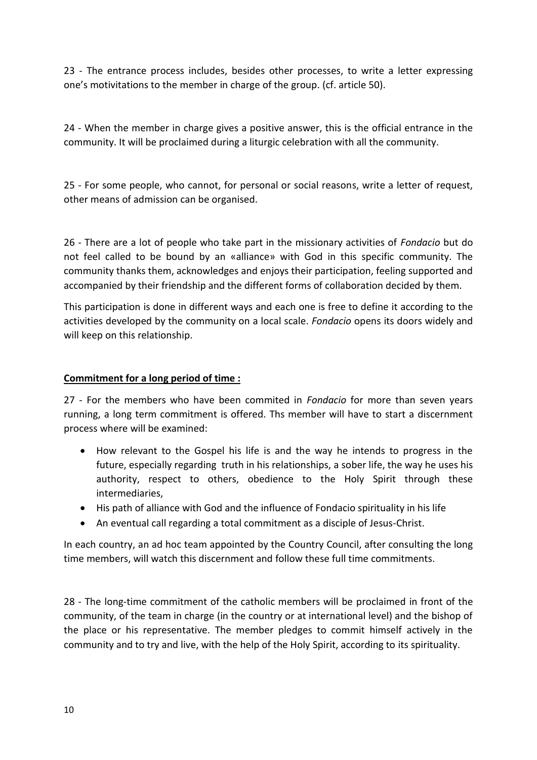23 - The entrance process includes, besides other processes, to write a letter expressing one's motivitations to the member in charge of the group. (cf. article 50).

24 - When the member in charge gives a positive answer, this is the official entrance in the community. It will be proclaimed during a liturgic celebration with all the community.

25 - For some people, who cannot, for personal or social reasons, write a letter of request, other means of admission can be organised.

26 - There are a lot of people who take part in the missionary activities of *Fondacio* but do not feel called to be bound by an «alliance» with God in this specific community. The community thanks them, acknowledges and enjoys their participation, feeling supported and accompanied by their friendship and the different forms of collaboration decided by them.

This participation is done in different ways and each one is free to define it according to the activities developed by the community on a local scale. *Fondacio* opens its doors widely and will keep on this relationship.

**Commitment for a long period of time :**

27 - For the members who have been commited in *Fondacio* for more than seven years running, a long term commitment is offered. Ths member will have to start a discernment process where will be examined:

- How relevant to the Gospel his life is and the way he intends to progress in the future, especially regarding truth in his relationships, a sober life, the way he uses his authority, respect to others, obedience to the Holy Spirit through these intermediaries,
- His path of alliance with God and the influence of Fondacio spirituality in his life
- An eventual call regarding a total commitment as a disciple of Jesus-Christ.

In each country, an ad hoc team appointed by the Country Council, after consulting the long time members, will watch this discernment and follow these full time commitments.

28 - The long-time commitment of the catholic members will be proclaimed in front of the community, of the team in charge (in the country or at international level) and the bishop of the place or his representative. The member pledges to commit himself actively in the community and to try and live, with the help of the Holy Spirit, according to its spirituality.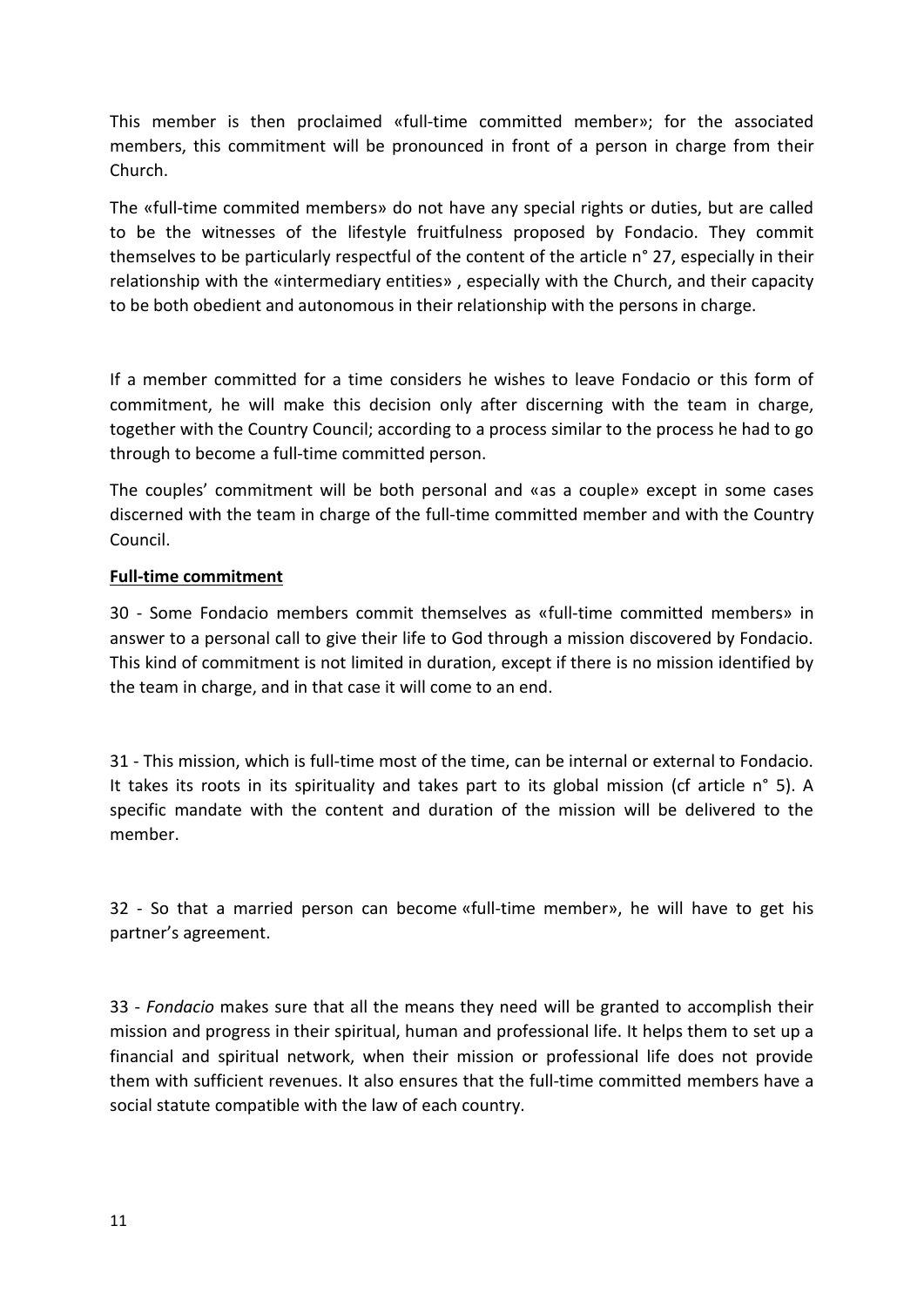This member is then proclaimed «full-time committed member»; for the associated members, this commitment will be pronounced in front of a person in charge from their Church.

The «full-time commited members» do not have any special rights or duties, but are called to be the witnesses of the lifestyle fruitfulness proposed by Fondacio. They commit themselves to be particularly respectful of the content of the article n° 27, especially in their relationship with the «intermediary entities» , especially with the Church, and their capacity to be both obedient and autonomous in their relationship with the persons in charge.

If a member committed for a time considers he wishes to leave Fondacio or this form of commitment, he will make this decision only after discerning with the team in charge, together with the Country Council; according to a process similar to the process he had to go through to become a full-time committed person.

The couples' commitment will be both personal and «as a couple» except in some cases discerned with the team in charge of the full-time committed member and with the Country Council.

**Full-time commitment**

30 - Some Fondacio members commit themselves as «full-time committed members» in answer to a personal call to give their life to God through a mission discovered by Fondacio. This kind of commitment is not limited in duration, except if there is no mission identified by the team in charge, and in that case it will come to an end.

31 - This mission, which is full-time most of the time, can be internal or external to Fondacio. It takes its roots in its spirituality and takes part to its global mission (cf article n° 5). A specific mandate with the content and duration of the mission will be delivered to the member.

32 - So that a married person can become «full-time member», he will have to get his partner's agreement.

33 - *Fondacio* makes sure that all the means they need will be granted to accomplish their mission and progress in their spiritual, human and professional life. It helps them to set up a financial and spiritual network, when their mission or professional life does not provide them with sufficient revenues. It also ensures that the full-time committed members have a social statute compatible with the law of each country.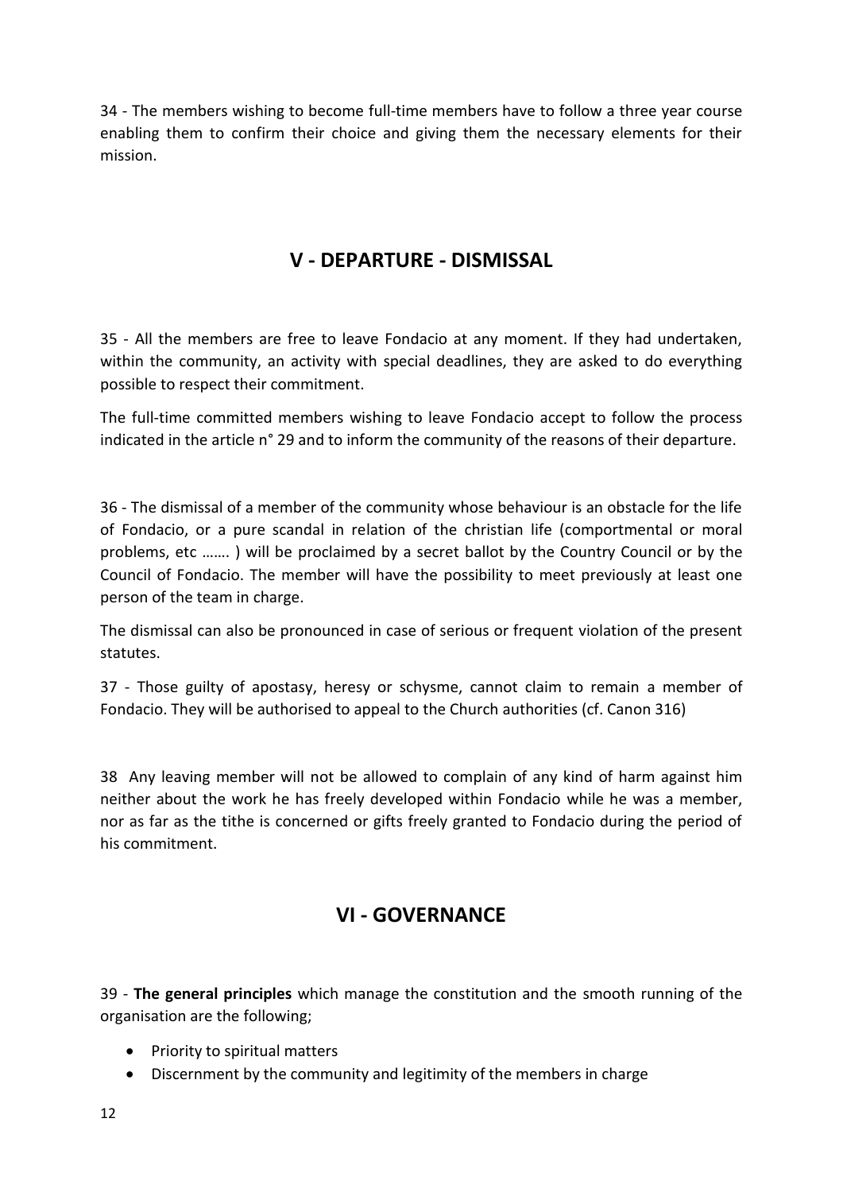34 - The members wishing to become full-time members have to follow a three year course enabling them to confirm their choice and giving them the necessary elements for their mission.

## V - DEPARTURE - DISMISSAL

35 - All the members are free to leave Fondacio at any moment. If they had undertaken, within the community, an activity with special deadlines, they are asked to do everything possible to respect their commitment.

The full-time committed members wishing to leave Fondacio accept to follow the process indicated in the article n° 29 and to inform the community of the reasons of their departure.

36 - The dismissal of a member of the community whose behaviour is an obstacle for the life of Fondacio, or a pure scandal in relation of the christian life (comportmental or moral problems, etc ……. ) will be proclaimed by a secret ballot by the Country Council or by the Council of Fondacio. The member will have the possibility to meet previously at least one person of the team in charge.

The dismissal can also be pronounced in case of serious or frequent violation of the present statutes.

37 - Those guilty of apostasy, heresy or schysme, cannot claim to remain a member of Fondacio. They will be authorised to appeal to the Church authorities (cf. Canon 316)

38 Any leaving member will not be allowed to complain of any kind of harm against him neither about the work he has freely developed within Fondacio while he was a member, nor as far as the tithe is concerned or gifts freely granted to Fondacio during the period of his commitment.

## VI - GOVERNANCE

39 - **The general principles** which manage the constitution and the smooth running of the organisation are the following;

- Priority to spiritual matters
- Discernment by the community and legitimity of the members in charge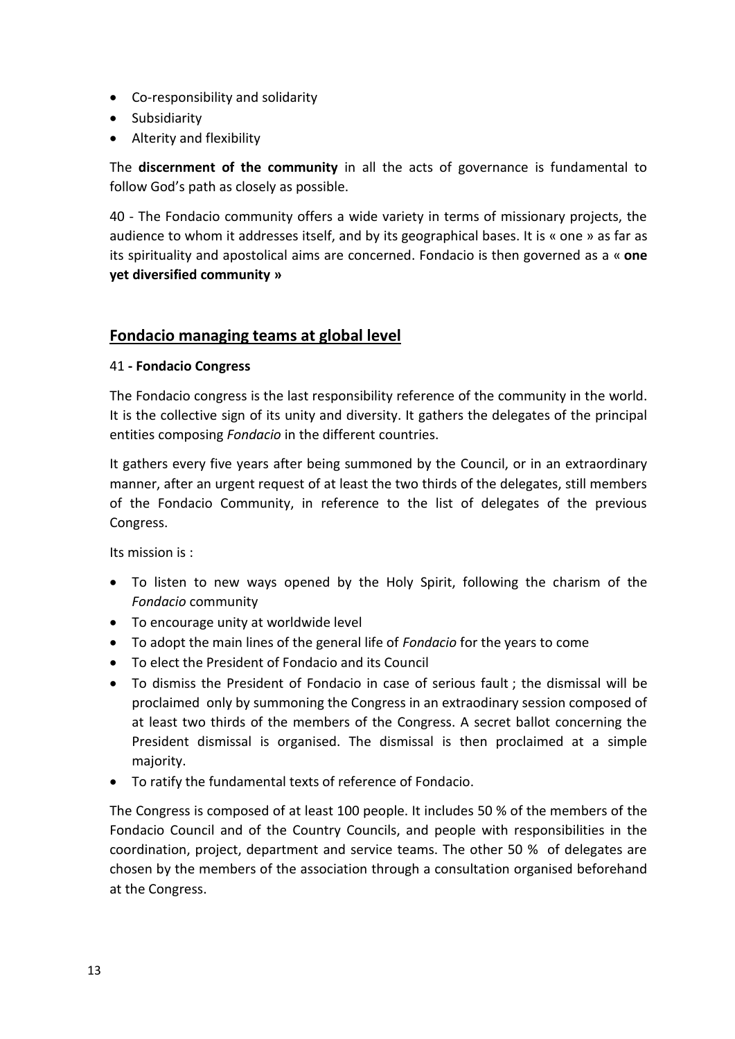- Co-responsibility and solidarity
- Subsidiarity
- Alterity and flexibility

The **discernment of the community** in all the acts of governance is fundamental to follow God's path as closely as possible.

40 - The Fondacio community offers a wide variety in terms of missionary projects, the audience to whom it addresses itself, and by its geographical bases. It is « one » as far as its spirituality and apostolical aims are concerned. Fondacio is then governed as a « **one yet diversified community »**

## Fondacio managing teams at global level

41 **- Fondacio Congress**

The Fondacio congress is the last responsibility reference of the community in the world. It is the collective sign of its unity and diversity. It gathers the delegates of the principal entities composing *Fondacio* in the different countries.

It gathers every five years after being summoned by the Council, or in an extraordinary manner, after an urgent request of at least the two thirds of the delegates, still members of the Fondacio Community, in reference to the list of delegates of the previous Congress.

Its mission is :

- To listen to new ways opened by the Holy Spirit, following the charism of the *Fondacio* community
- To encourage unity at worldwide level
- To adopt the main lines of the general life of *Fondacio* for the years to come
- To elect the President of Fondacio and its Council
- To dismiss the President of Fondacio in case of serious fault ; the dismissal will be proclaimed only by summoning the Congress in an extraordinary session composed of at least two thirds of the members of the Congress. A secret ballot concerning the President dismissal is organised. The dismissal is then proclaimed at a simple majority.
- To ratify the fundamental texts of reference of Fondacio.

The Congress is composed of at least 100 people. It includes 50 % of the members of the Fondacio Council and of the Country Councils, and people with responsibilities in the coordination, project, department and service teams. The other 50 % of delegates are chosen by the members of the association through a consultation organised beforehand at the Congress.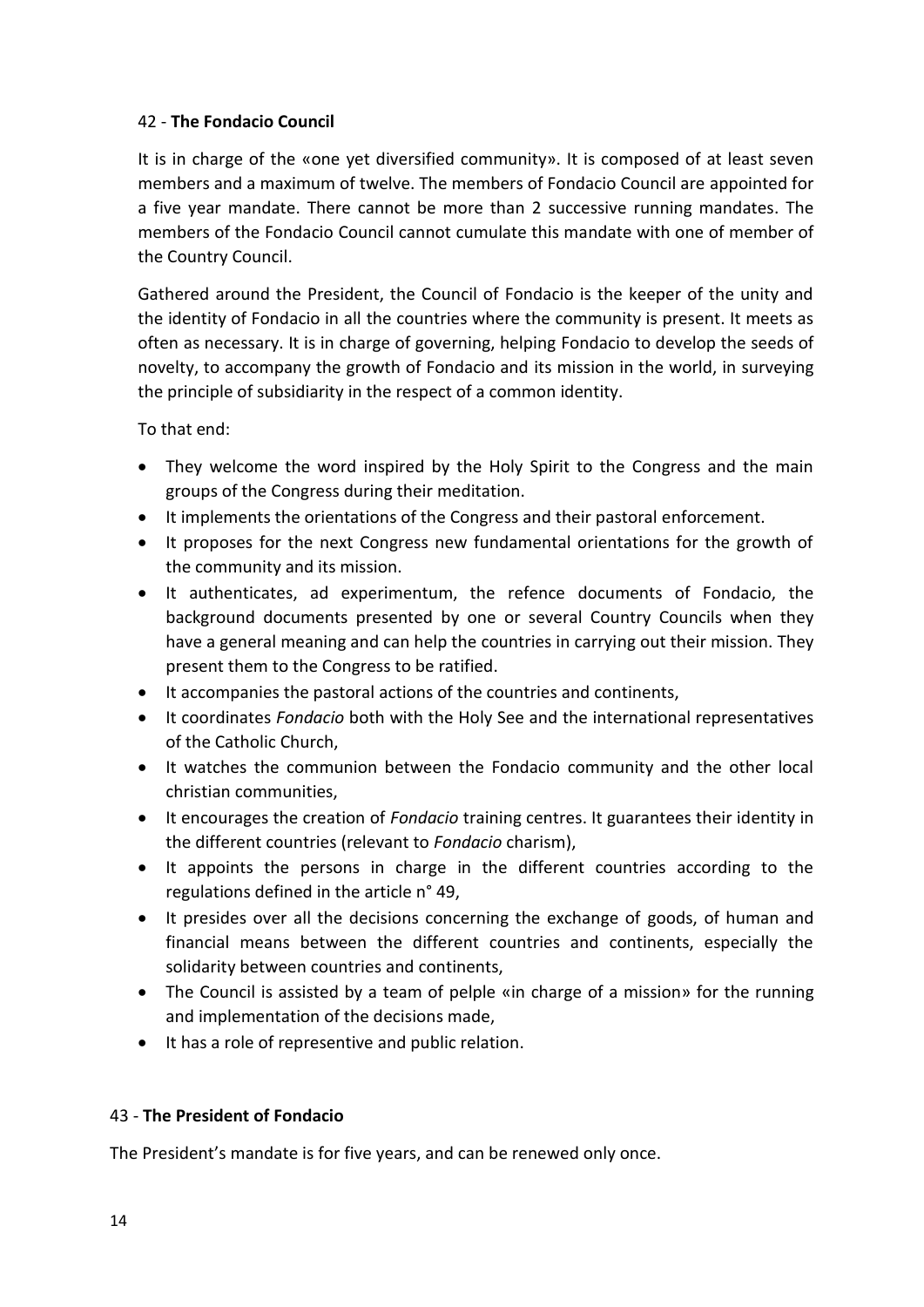### 42 - **The Fondacio Council**

It is in charge of the «one yet diversified community». It is composed of at least seven members and a maximum of twelve. The members of Fondacio Council are appointed for a five year mandate. There cannot be more than 2 successive running mandates. The members of the Fondacio Council cannot cumulate this mandate with one of member of the Country Council.

Gathered around the President, the Council of Fondacio is the keeper of the unity and the identity of Fondacio in all the countries where the community is present. It meets as often as necessary. It is in charge of governing, helping Fondacio to develop the seeds of novelty, to accompany the growth of Fondacio and its mission in the world, in surveying the principle of subsidiarity in the respect of a common identity.

To that end:

- They welcome the word inspired by the Holy Spirit to the Congress and the main groups of the Congress during their meditation.
- It implements the orientations of the Congress and their pastoral enforcement.
- It proposes for the next Congress new fundamental orientations for the growth of the community and its mission.
- It authenticates, ad experimentum, the refence documents of Fondacio, the background documents presented by one or several Country Councils when they have a general meaning and can help the countries in carrying out their mission. They present them to the Congress to be ratified.
- It accompanies the pastoral actions of the countries and continents,
- It coordinates *Fondacio* both with the Holy See and the international representatives of the Catholic Church,
- It watches the communion between the Fondacio community and the other local christian communities,
- It encourages the creation of *Fondacio* training centres. It guarantees their identity in the different countries (relevant to *Fondacio* charism),
- It appoints the persons in charge in the different countries according to the regulations defined in the article n° 49,
- It presides over all the decisions concerning the exchange of goods, of human and financial means between the different countries and continents, especially the solidarity between countries and continents,
- The Council is assisted by a team of pelple «in charge of a mission» for the running and implementation of the decisions made,
- It has a role of representive and public relation.

### 43 - **The President of Fondacio**

The President's mandate is for five years, and can be renewed only once.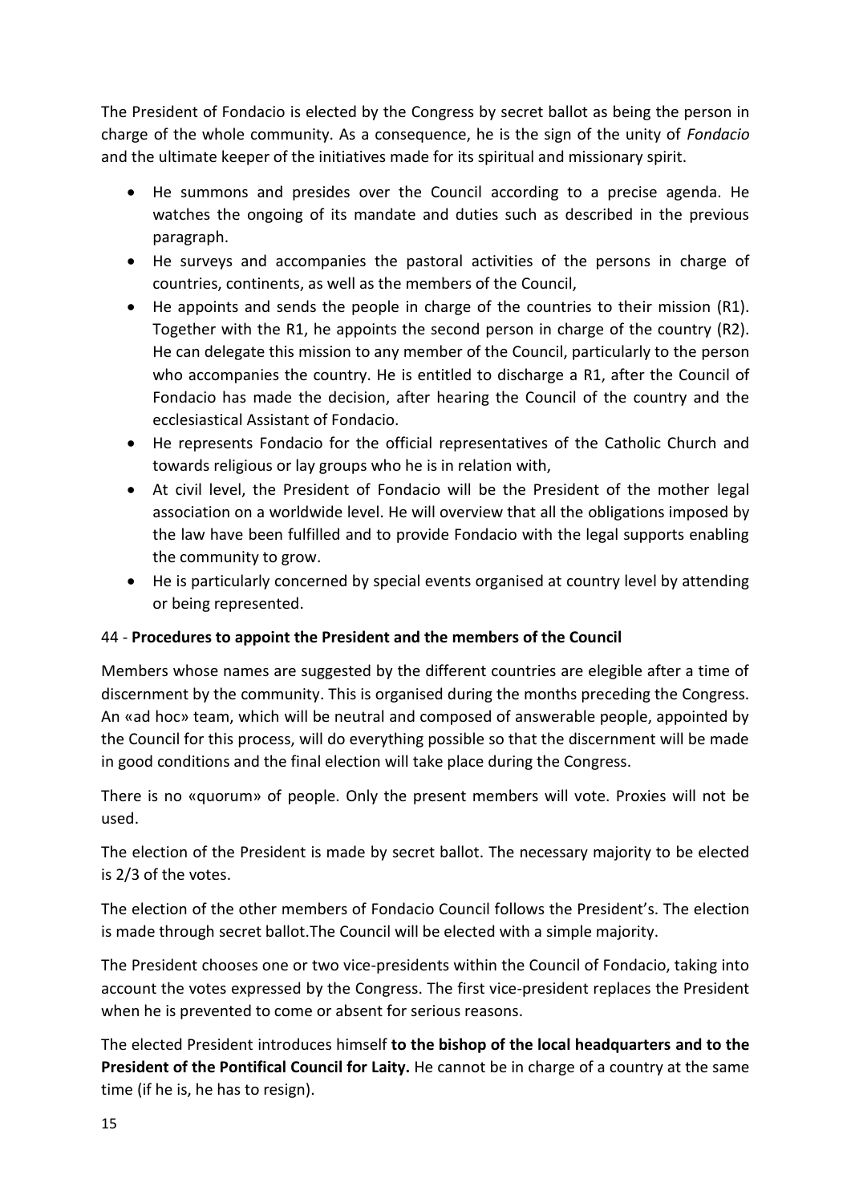The President of Fondacio is elected by the Congress by secret ballot as being the person in charge of the whole community. As a consequence, he is the sign of the unity of *Fondacio* and the ultimate keeper of the initiatives made for its spiritual and missionary spirit.

- He summons and presides over the Council according to a precise agenda. He watches the ongoing of its mandate and duties such as described in the previous paragraph.
- He surveys and accompanies the pastoral activities of the persons in charge of countries, continents, as well as the members of the Council,
- He appoints and sends the people in charge of the countries to their mission (R1). Together with the R1, he appoints the second person in charge of the country (R2). He can delegate this mission to any member of the Council, particularly to the person who accompanies the country. He is entitled to discharge a R1, after the Council of Fondacio has made the decision, after hearing the Council of the country and the ecclesiastical Assistant of Fondacio.
- He represents Fondacio for the official representatives of the Catholic Church and towards religious or lay groups who he is in relation with,
- At civil level, the President of Fondacio will be the President of the mother legal association on a worldwide level. He will overview that all the obligations imposed by the law have been fulfilled and to provide Fondacio with the legal supports enabling the community to grow.
- He is particularly concerned by special events organised at country level by attending or being represented.

### 44 - **Procedures to appoint the President and the members of the Council**

Members whose names are suggested by the different countries are elegible after a time of discernment by the community. This is organised during the months preceding the Congress. An «ad hoc» team, which will be neutral and composed of answerable people, appointed by the Council for this process, will do everything possible so that the discernment will be made in good conditions and the final election will take place during the Congress.

There is no «quorum» of people. Only the present members will vote. Proxies will not be used.

The election of the President is made by secret ballot. The necessary majority to be elected is 2/3 of the votes.

The election of the other members of Fondacio Council follows the President's. The election is made through secret ballot.The Council will be elected with a simple majority.

The President chooses one or two vice-presidents within the Council of Fondacio, taking into account the votes expressed by the Congress. The first vice-president replaces the President when he is prevented to come or absent for serious reasons.

The elected President introduces himself **to the bishop of the local headquarters and to the President of the Pontifical Council for Laity.** He cannot be in charge of a country at the same time (if he is, he has to resign).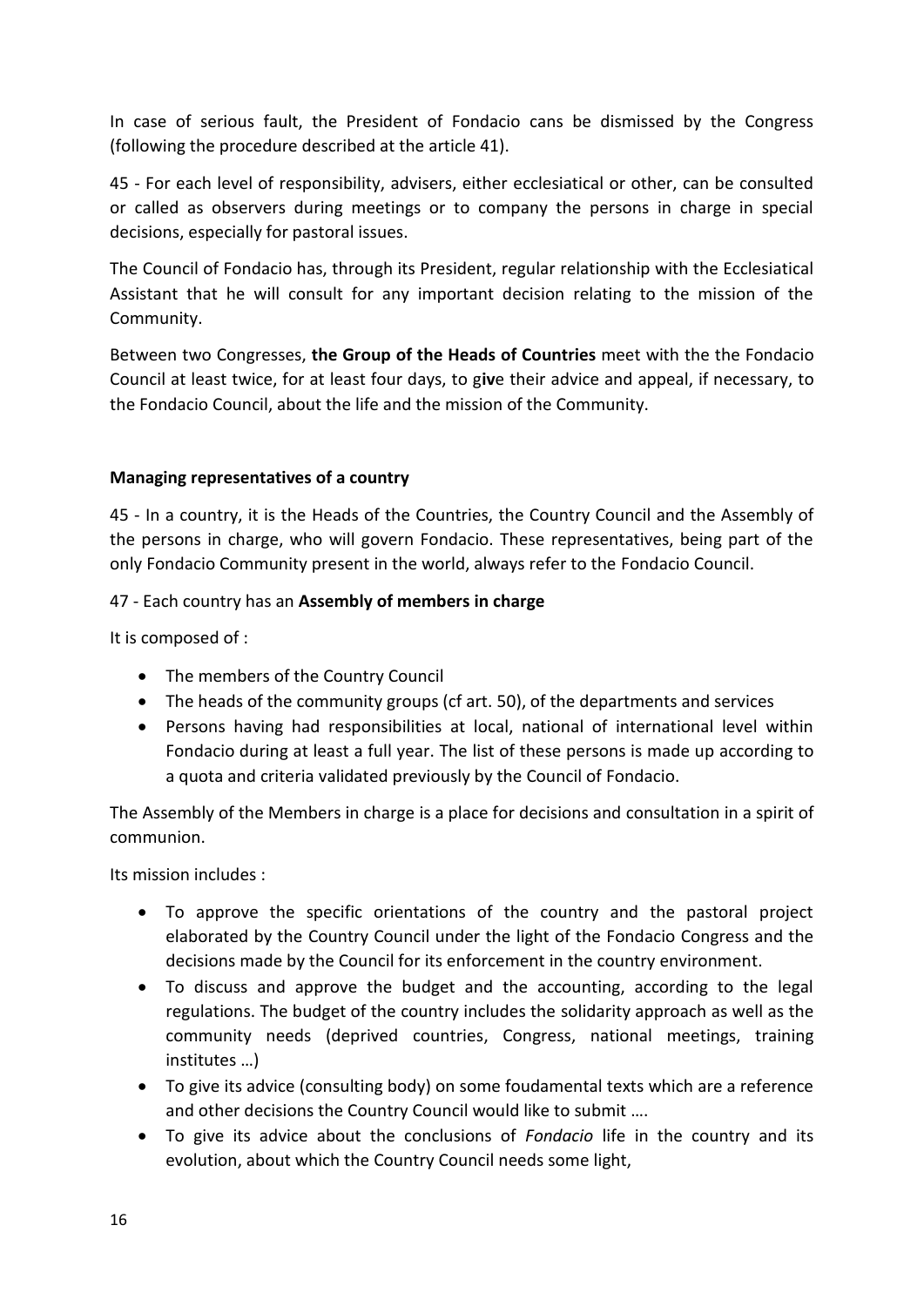In case of serious fault, the President of Fondacio cans be dismissed by the Congress (following the procedure described at the article 41).

45 - For each level of responsibility, advisers, either ecclesiatical or other, can be consulted or called as observers during meetings or to company the persons in charge in special decisions, especially for pastoral issues.

The Council of Fondacio has, through its President, regular relationship with the Ecclesiatical Assistant that he will consult for any important decision relating to the mission of the Community.

Between two Congresses, **the Group of the Heads of Countries** meet with the the Fondacio Council at least twice, for at least four days, to g**iv**e their advice and appeal, if necessary, to the Fondacio Council, about the life and the mission of the Community.

**Managing representatives of a country**

45 - In a country, it is the Heads of the Countries, the Country Council and the Assembly of the persons in charge, who will govern Fondacio. These representatives, being part of the only Fondacio Community present in the world, always refer to the Fondacio Council.

47 - Each country has an **Assembly of members in charge**

It is composed of :

- The members of the Country Council
- The heads of the community groups (cf art. 50), of the departments and services
- Persons having had responsibilities at local, national of international level within Fondacio during at least a full year. The list of these persons is made up according to a quota and criteria validated previously by the Council of Fondacio.

The Assembly of the Members in charge is a place for decisions and consultation in a spirit of communion.

Its mission includes :

- To approve the specific orientations of the country and the pastoral project elaborated by the Country Council under the light of the Fondacio Congress and the decisions made by the Council for its enforcement in the country environment.
- To discuss and approve the budget and the accounting, according to the legal regulations. The budget of the country includes the solidarity approach as well as the community needs (deprived countries, Congress, national meetings, training institutes …)
- To give its advice (consulting body) on some foudamental texts which are a reference and other decisions the Country Council would like to submit ….
- To give its advice about the conclusions of *Fondacio* life in the country and its evolution, about which the Country Council needs some light,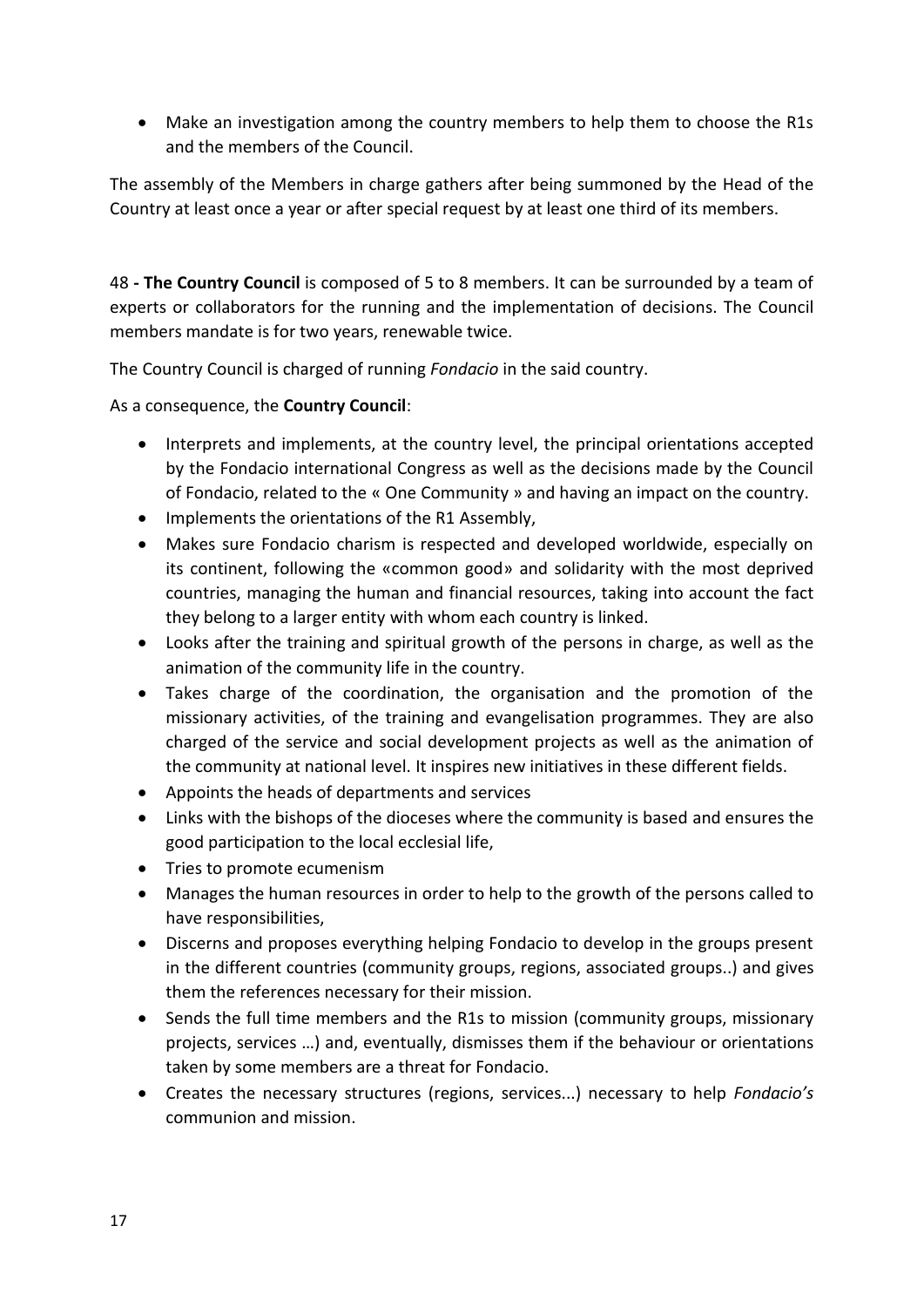- Make an investigation among the country members to help them to choose the R1s and the members of the Council.

The assembly of the Members in charge gathers after being summoned by the Head of the Country at least once a year or after special request by at least one third of its members.

48 **- The Country Council** is composed of 5 to 8 members. It can be surrounded by a team of experts or collaborators for the running and the implementation of decisions. The Council members mandate is for two years, renewable twice.

The Country Council is charged of running *Fondacio* in the said country.

As a consequence, the **Country Council**:

- Interprets and implements, at the country level, the principal orientations accepted by the Fondacio international Congress as well as the decisions made by the Council of Fondacio, related to the « One Community » and having an impact on the country.
- Implements the orientations of the R1 Assembly,
- Makes sure Fondacio charism is respected and developed worldwide, especially on its continent, following the «common good» and solidarity with the most deprived countries, managing the human and financial resources, taking into account the fact they belong to a larger entity with whom each country is linked.
- Looks after the training and spiritual growth of the persons in charge, as well as the animation of the community life in the country.
- Takes charge of the coordination, the organisation and the promotion of the missionary activities, of the training and evangelisation programmes. They are also charged of the service and social development projects as well as the animation of the community at national level. It inspires new initiatives in these different fields.
- Appoints the heads of departments and services
- Links with the bishops of the dioceses where the community is based and ensures the good participation to the local ecclesial life,
- Tries to promote ecumenism
- Manages the human resources in order to help to the growth of the persons called to have responsibilities,
- Discerns and proposes everything helping Fondacio to develop in the groups present in the different countries (community groups, regions, associated groups..) and gives them the references necessary for their mission.
- Sends the full time members and the R1s to mission (community groups, missionary projects, services …) and, eventually, dismisses them if the behaviour or orientations taken by some members are a threat for Fondacio.
- Creates the necessary structures (regions, services...) necessary to help *Fondacio's* communion and mission.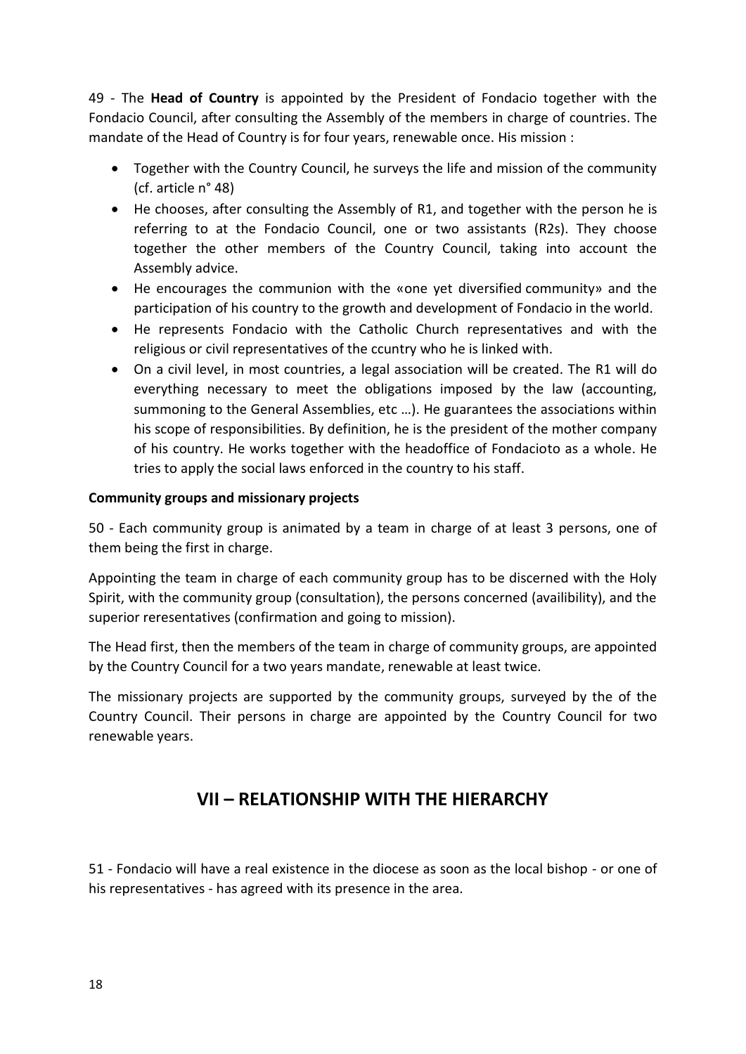49 - The **Head of Country** is appointed by the President of Fondacio together with the Fondacio Council, after consulting the Assembly of the members in charge of countries. The mandate of the Head of Country is for four years, renewable once. His mission :

- Together with the Country Council, he surveys the life and mission of the community (cf. article n° 48)
- He chooses, after consulting the Assembly of R1, and together with the person he is referring to at the Fondacio Council, one or two assistants (R2s). They choose together the other members of the Country Council, taking into account the Assembly advice.
- He encourages the communion with the «one yet diversified community» and the participation of his country to the growth and development of Fondacio in the world.
- He represents Fondacio with the Catholic Church representatives and with the religious or civil representatives of the ccuntry who he is linked with.
- On a civil level, in most countries, a legal association will be created. The R1 will do everything necessary to meet the obligations imposed by the law (accounting, summoning to the General Assemblies, etc …). He guarantees the associations within his scope of responsibilities. By definition, he is the president of the mother company of his country. He works together with the headoffice of Fondacioto as a whole. He tries to apply the social laws enforced in the country to his staff.

**Community groups and missionary projects**

50 - Each community group is animated by a team in charge of at least 3 persons, one of them being the first in charge.

Appointing the team in charge of each community group has to be discerned with the Holy Spirit, with the community group (consultation), the persons concerned (availibility), and the superior reresentatives (confirmation and going to mission).

The Head first, then the members of the team in charge of community groups, are appointed by the Country Council for a two years mandate, renewable at least twice.

The missionary projects are supported by the community groups, surveyed by the of the Country Council. Their persons in charge are appointed by the Country Council for two renewable years.

## VII – RELATIONSHIP WITH THE HIERARCHY

51 - Fondacio will have a real existence in the diocese as soon as the local bishop - or one of his representatives - has agreed with its presence in the area.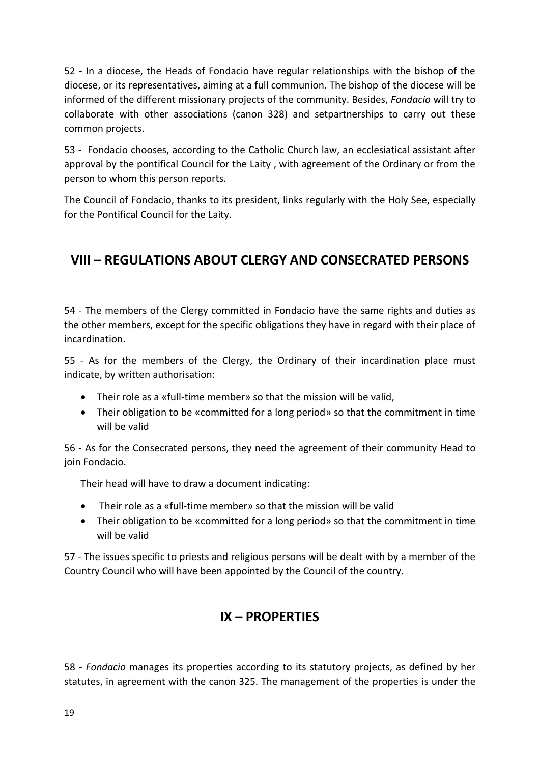52 - In a diocese, the Heads of Fondacio have regular relationships with the bishop of the diocese, or its representatives, aiming at a full communion. The bishop of the diocese will be informed of the different missionary projects of the community. Besides, *Fondacio* will try to collaborate with other associations (canon 328) and setpartnerships to carry out these common projects.

53 - Fondacio chooses, according to the Catholic Church law, an ecclesiatical assistant after approval by the pontifical Council for the Laity , with agreement of the Ordinary or from the person to whom this person reports.

The Council of Fondacio, thanks to its president, links regularly with the Holy See, especially for the Pontifical Council for the Laity.

## VIII – REGULATIONS ABOUT CLERGY AND CONSECRATED PERSONS

54 - The members of the Clergy committed in Fondacio have the same rights and duties as the other members, except for the specific obligations they have in regard with their place of incardination.

55 - As for the members of the Clergy, the Ordinary of their incardination place must indicate, by written authorisation:

- Their role as a «full-time member» so that the mission will be valid,
- Their obligation to be «committed for a long period» so that the commitment in time will be valid

56 - As for the Consecrated persons, they need the agreement of their community Head to join Fondacio.

Their head will have to draw a document indicating:

- Their role as a «full-time member» so that the mission will be valid
- Their obligation to be «committed for a long period» so that the commitment in time will be valid

57 - The issues specific to priests and religious persons will be dealt with by a member of the Country Council who will have been appointed by the Council of the country.

## IX – PROPERTIES

58 - *Fondacio* manages its properties according to its statutory projects, as defined by her statutes, in agreement with the canon 325. The management of the properties is under the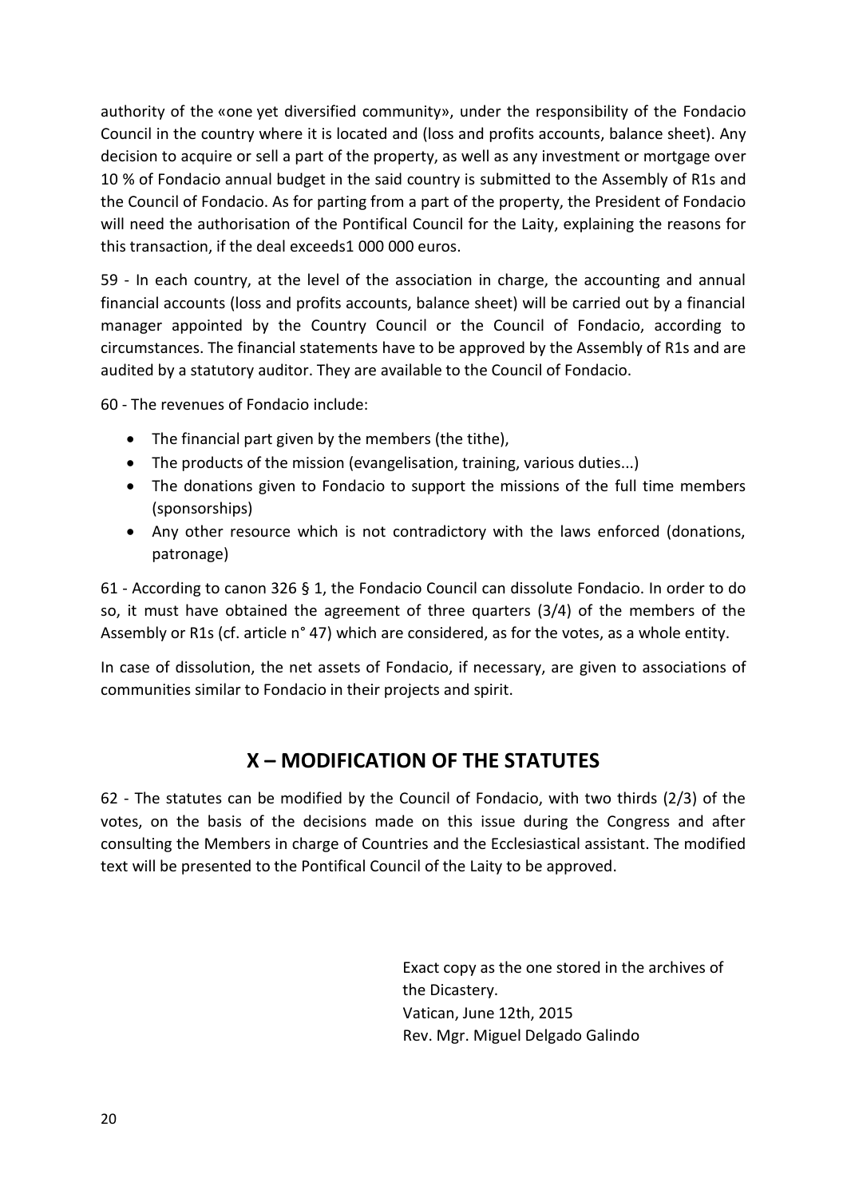authority of the «one yet diversified community», under the responsibility of the Fondacio Council in the country where it is located and (loss and profits accounts, balance sheet). Any decision to acquire or sell a part of the property, as well as any investment or mortgage over 10 % of Fondacio annual budget in the said country is submitted to the Assembly of R1s and the Council of Fondacio. As for parting from a part of the property, the President of Fondacio will need the authorisation of the Pontifical Council for the Laity, explaining the reasons for this transaction, if the deal exceeds1 000 000 euros.

59 - In each country, at the level of the association in charge, the accounting and annual financial accounts (loss and profits accounts, balance sheet) will be carried out by a financial manager appointed by the Country Council or the Council of Fondacio, according to circumstances. The financial statements have to be approved by the Assembly of R1s and are audited by a statutory auditor. They are available to the Council of Fondacio.

60 - The revenues of Fondacio include:

- The financial part given by the members (the tithe),
- The products of the mission (evangelisation, training, various duties...)
- The donations given to Fondacio to support the missions of the full time members (sponsorships)
- Any other resource which is not contradictory with the laws enforced (donations, patronage)

61 - According to canon 326 § 1, the Fondacio Council can dissolute Fondacio. In order to do so, it must have obtained the agreement of three quarters (3/4) of the members of the Assembly or R1s (cf. article n° 47) which are considered, as for the votes, as a whole entity.

In case of dissolution, the net assets of Fondacio, if necessary, are given to associations of communities similar to Fondacio in their projects and spirit.

## X – MODIFICATION OF THE STATUTES

62 - The statutes can be modified by the Council of Fondacio, with two thirds (2/3) of the votes, on the basis of the decisions made on this issue during the Congress and after consulting the Members in charge of Countries and the Ecclesiastical assistant. The modified text will be presented to the Pontifical Council of the Laity to be approved.

Exact copy as the one stored in the archives of the Dicastery.
Vatican, June 12th, 2015
Rev. Mgr. Miguel Delgado Galindo